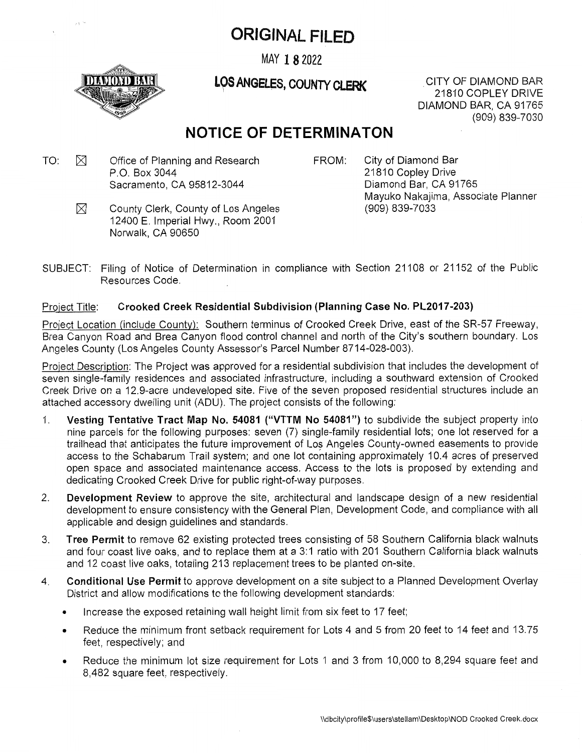# ORIGINAL FILED

MAY 18 2022

**LOS ANGELES, COUNTY CLERK**

CITY OF DIAMOND BAR
21810 COPLEY DRIVE
DIAMOND BAR, CA 91765
(909) 839-7030

## NOTICE OF DETERMINATON

TO: ☒ Office of Planning and Research
P.O. Box 3044
Sacramento, CA 95812-3044

☒ County Clerk, County of Los Angeles
12400 E. Imperial Hwy., Room 2001
Norwalk, CA 90650

FROM: City of Diamond Bar
21810 Copley Drive
Diamond Bar, CA 91765
Mayuko Nakajima, Associate Planner
(909) 839-7033

SUBJECT: Filing of Notice of Determination in compliance with Section 21108 or 21152 of the Public Resources Code.

Project Title: **Crooked Creek Residential Subdivision (Planning Case No. PL2017-203)**

Project Location (include County): Southern terminus of Crooked Creek Drive, east of the SR-57 Freeway, Brea Canyon Road and Brea Canyon flood control channel and north of the City's southern boundary. Los Angeles County (Los Angeles County Assessor's Parcel Number 8714-028-003).

Project Description: The Project was approved for a residential subdivision that includes the development of seven single-family residences and associated infrastructure, including a southward extension of Crooked Creek Drive on a 12.9-acre undeveloped site. Five of the seven proposed residential structures include an attached accessory dwelling unit (ADU). The project consists of the following:

1. **Vesting Tentative Tract Map No. 54081 ("VTTM No 54081")** to subdivide the subject property into nine parcels for the following purposes: seven (7) single-family residential lots; one lot reserved for a trailhead that anticipates the future improvement of Los Angeles County-owned easements to provide access to the Schabarum Trail system; and one lot containing approximately 10.4 acres of preserved open space and associated maintenance access. Access to the lots is proposed by extending and dedicating Crooked Creek Drive for public right-of-way purposes.
2. **Development Review** to approve the site, architectural and landscape design of a new residential development to ensure consistency with the General Plan, Development Code, and compliance with all applicable and design guidelines and standards.
3. **Tree Permit** to remove 62 existing protected trees consisting of 58 Southern California black walnuts and four coast live oaks, and to replace them at a 3:1 ratio with 201 Southern California black walnuts and 12 coast live oaks, totaling 213 replacement trees to be planted on-site.
4. **Conditional Use Permit** to approve development on a site subject to a Planned Development Overlay District and allow modifications to the following development standards:
   - Increase the exposed retaining wall height limit from six feet to 17 feet;
   - Reduce the minimum front setback requirement for Lots 4 and 5 from 20 feet to 14 feet and 13.75 feet, respectively; and
   - Reduce the minimum lot size requirement for Lots 1 and 3 from 10,000 to 8,294 square feet and 8,482 square feet, respectively.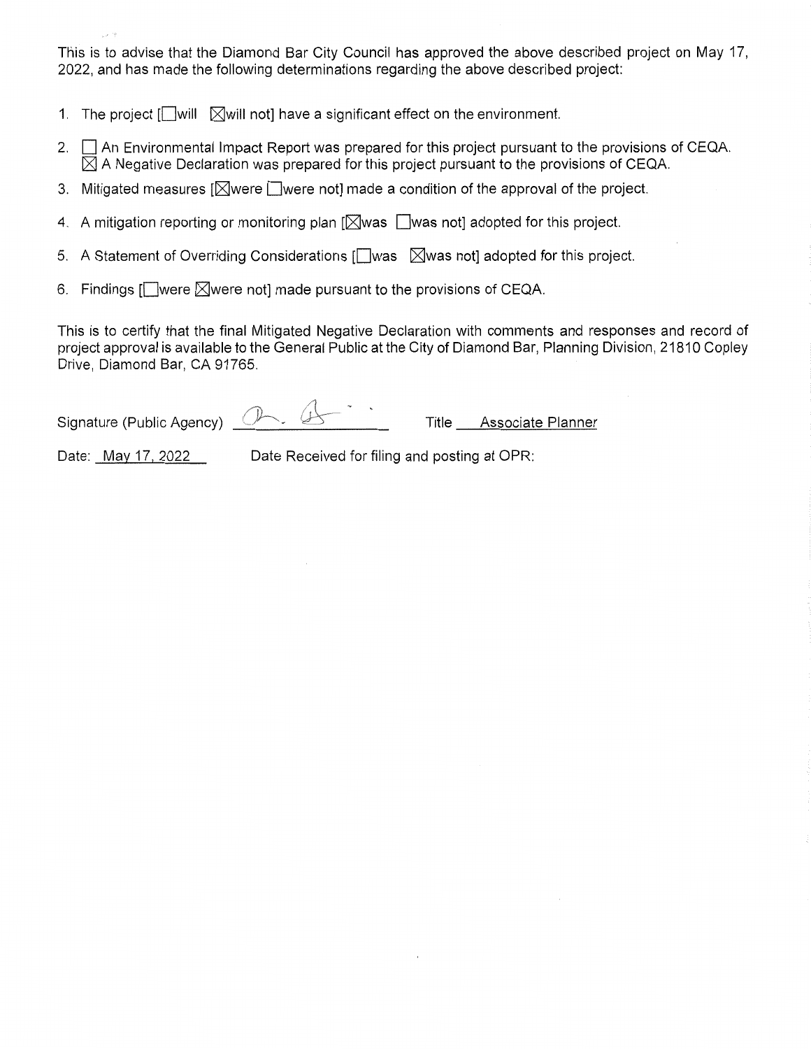This is to advise that the Diamond Bar City Council has approved the above described project on May 17, 2022, and has made the following determinations regarding the above described project:

1. The project [☐will ☒will not] have a significant effect on the environment.
2. ☐ An Environmental Impact Report was prepared for this project pursuant to the provisions of CEQA.
   ☒ A Negative Declaration was prepared for this project pursuant to the provisions of CEQA.
3. Mitigated measures [☒were ☐were not] made a condition of the approval of the project.
4. A mitigation reporting or monitoring plan [☒was ☐was not] adopted for this project.
5. A Statement of Overriding Considerations [☐was ☒was not] adopted for this project.
6. Findings [☐were ☒were not] made pursuant to the provisions of CEQA.

This is to certify that the final Mitigated Negative Declaration with comments and responses and record of project approval is available to the General Public at the City of Diamond Bar, Planning Division, 21810 Copley Drive, Diamond Bar, CA 91765.

Signature (Public Agency) ____________ Title Associate Planner

Date: May 17, 2022 Date Received for filing and posting at OPR: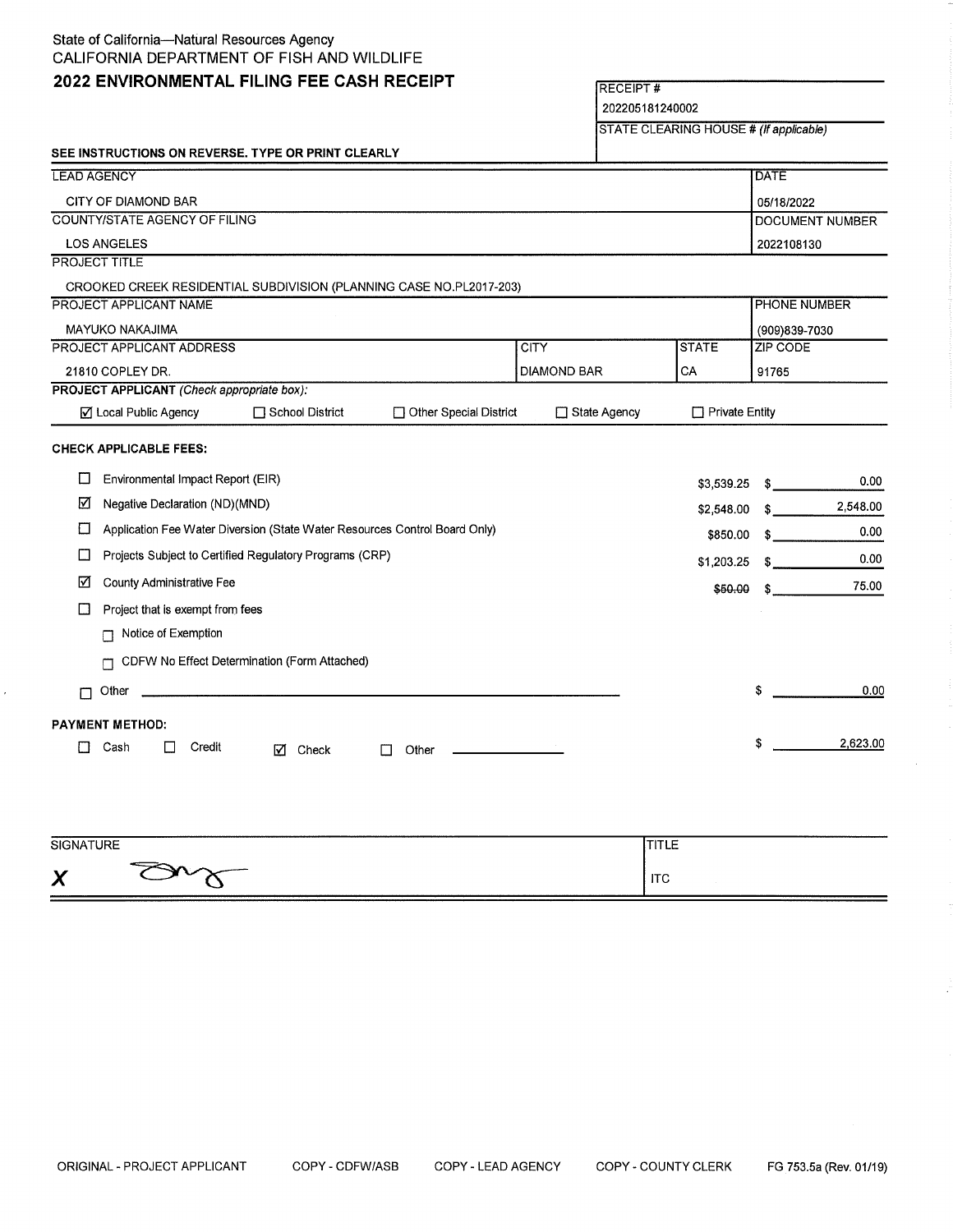State of California—Natural Resources Agency
CALIFORNIA DEPARTMENT OF FISH AND WILDLIFE

# 2022 ENVIRONMENTAL FILING FEE CASH RECEIPT

| RECEIPT # |
| --- |
| 202205181240002 |
| STATE CLEARING HOUSE # *(If applicable)* |
| |

**SEE INSTRUCTIONS ON REVERSE. TYPE OR PRINT CLEARLY**

| LEAD AGENCY | | | DATE |
| --- | --- | --- | --- |
| CITY OF DIAMOND BAR | | | 05/18/2022 |
| COUNTY/STATE AGENCY OF FILING | | | DOCUMENT NUMBER |
| LOS ANGELES | | | 2022108130 |
| PROJECT TITLE | | | |
| CROOKED CREEK RESIDENTIAL SUBDIVISION (PLANNING CASE NO.PL2017-203) | | | |
| PROJECT APPLICANT NAME | | | PHONE NUMBER |
| MAYUKO NAKAJIMA | | | (909)839-7030 |
| PROJECT APPLICANT ADDRESS | CITY | STATE | ZIP CODE |
| 21810 COPLEY DR. | DIAMOND BAR | CA | 91765 |

**PROJECT APPLICANT** *(Check appropriate box):*

☑ Local Public Agency ☐ School District ☐ Other Special District ☐ State Agency ☐ Private Entity

**CHECK APPLICABLE FEES:**

| | Fee | | Amount |
| --- | --- | --- | --- |
| ☐ | Environmental Impact Report (EIR) | $3,539.25 | $ 0.00 |
| ☑ | Negative Declaration (ND)(MND) | $2,548.00 | $ 2,548.00 |
| ☐ | Application Fee Water Diversion (State Water Resources Control Board Only) | $850.00 | $ 0.00 |
| ☐ | Projects Subject to Certified Regulatory Programs (CRP) | $1,203.25 | $ 0.00 |
| ☑ | County Administrative Fee | ~~$50.00~~ | $ 75.00 |
| ☐ | Project that is exempt from fees | | |
| | ☐ Notice of Exemption | | |
| | ☐ CDFW No Effect Determination (Form Attached) | | |
| ☐ | Other | | $ 0.00 |

**PAYMENT METHOD:**

☐ Cash ☐ Credit ☑ Check ☐ Other

**TOTAL RECEIVED** $ 2,623.00

| SIGNATURE | TITLE |
| --- | --- |
| X [signature] | ITC |

ORIGINAL - PROJECT APPLICANT    COPY - CDFW/ASB    COPY - LEAD AGENCY    COPY - COUNTY CLERK    FG 753.5a (Rev. 01/19)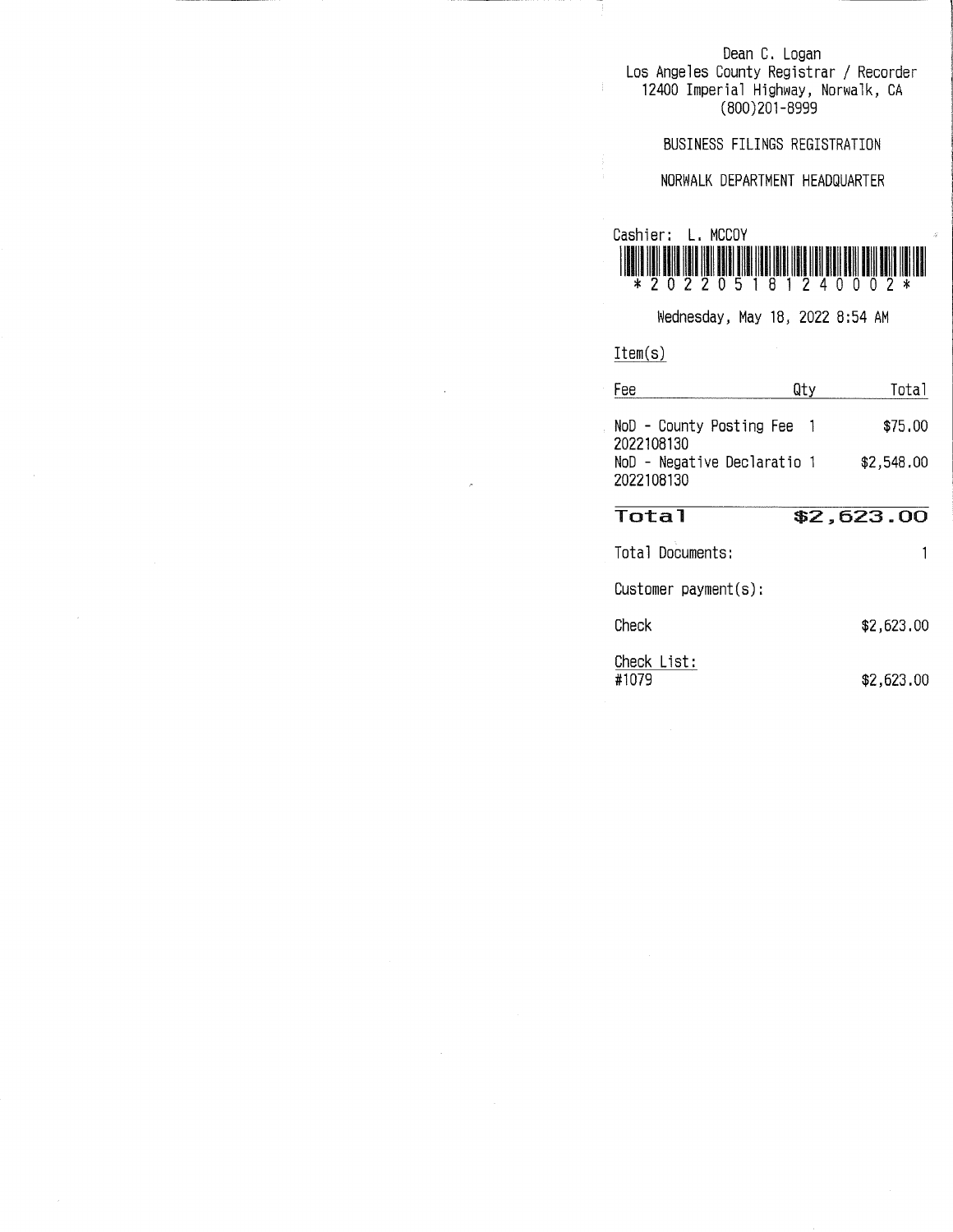Dean C. Logan
Los Angeles County Registrar / Recorder
12400 Imperial Highway, Norwalk, CA
(800)201-8999

BUSINESS FILINGS REGISTRATION

NORWALK DEPARTMENT HEADQUARTER

Cashier: L. MCCOY

*2022051812400002*

Wednesday, May 18, 2022 8:54 AM

Item(s)

| Fee | Qty | Total |
|---|---|---|
| NoD - County Posting Fee<br>2022108130 | 1 | $75.00 |
| NoD - Negative Declaratio<br>2022108130 | 1 | $2,548.00 |

**Total $2,623.00**

| | |
|---|---|
| Total Documents: | 1 |
| Customer payment(s): | |
| Check | $2,623.00 |
| Check List:<br>#1079 | $2,623.00 |